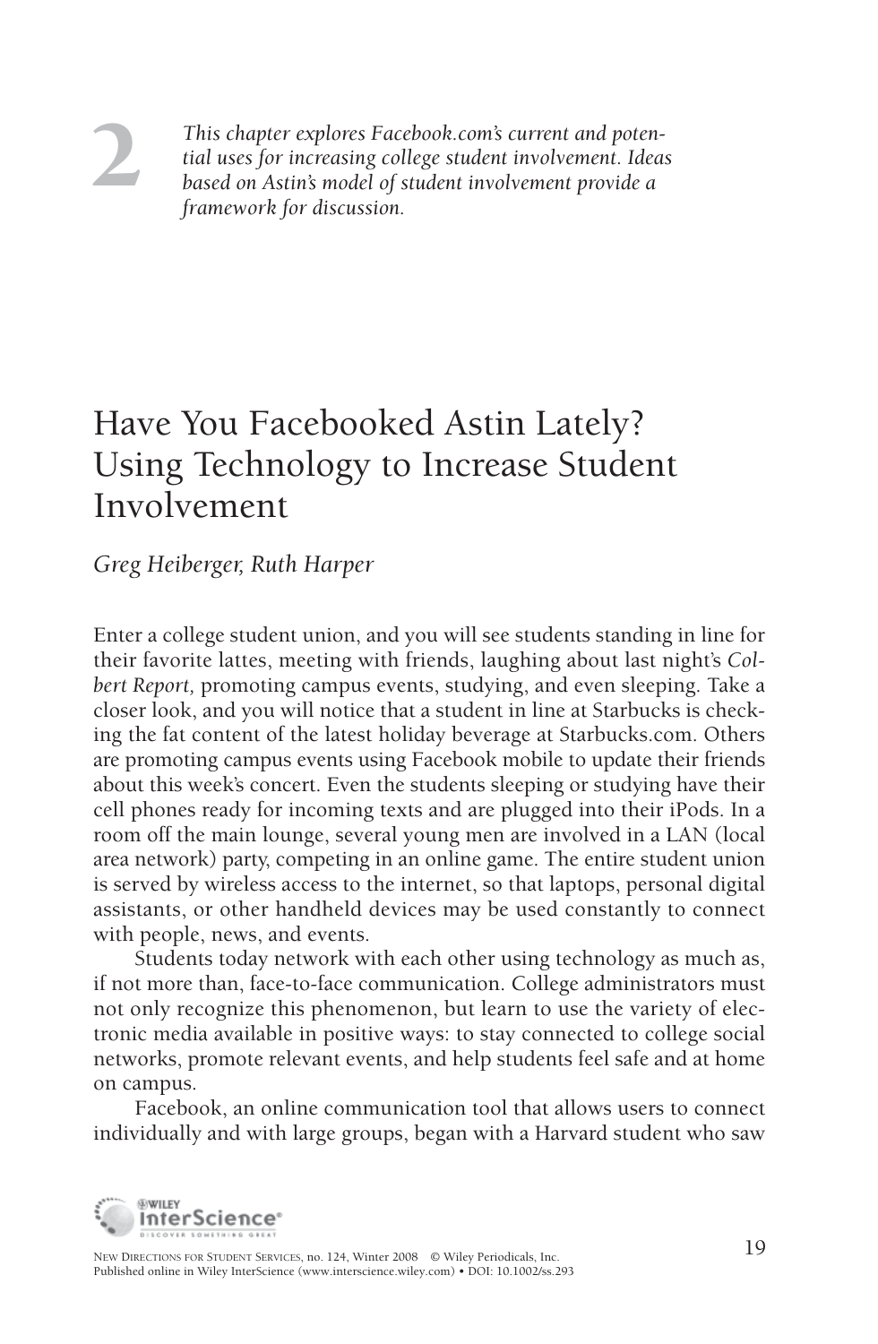2

*This chapter explores Facebook.com's current and potential uses for increasing college student involvement. Ideas based on Astin's model of student involvement provide a framework for discussion.*

# Have You Facebooked Astin Lately? Using Technology to Increase Student Involvement

*Greg Heiberger, Ruth Harper*

Enter a college student union, and you will see students standing in line for their favorite lattes, meeting with friends, laughing about last night's *Colbert Report,* promoting campus events, studying, and even sleeping. Take a closer look, and you will notice that a student in line at Starbucks is checking the fat content of the latest holiday beverage at Starbucks.com. Others are promoting campus events using Facebook mobile to update their friends about this week's concert. Even the students sleeping or studying have their cell phones ready for incoming texts and are plugged into their iPods. In a room off the main lounge, several young men are involved in a LAN (local area network) party, competing in an online game. The entire student union is served by wireless access to the internet, so that laptops, personal digital assistants, or other handheld devices may be used constantly to connect with people, news, and events.

Students today network with each other using technology as much as, if not more than, face-to-face communication. College administrators must not only recognize this phenomenon, but learn to use the variety of electronic media available in positive ways: to stay connected to college social networks, promote relevant events, and help students feel safe and at home on campus.

Facebook, an online communication tool that allows users to connect individually and with large groups, began with a Harvard student who saw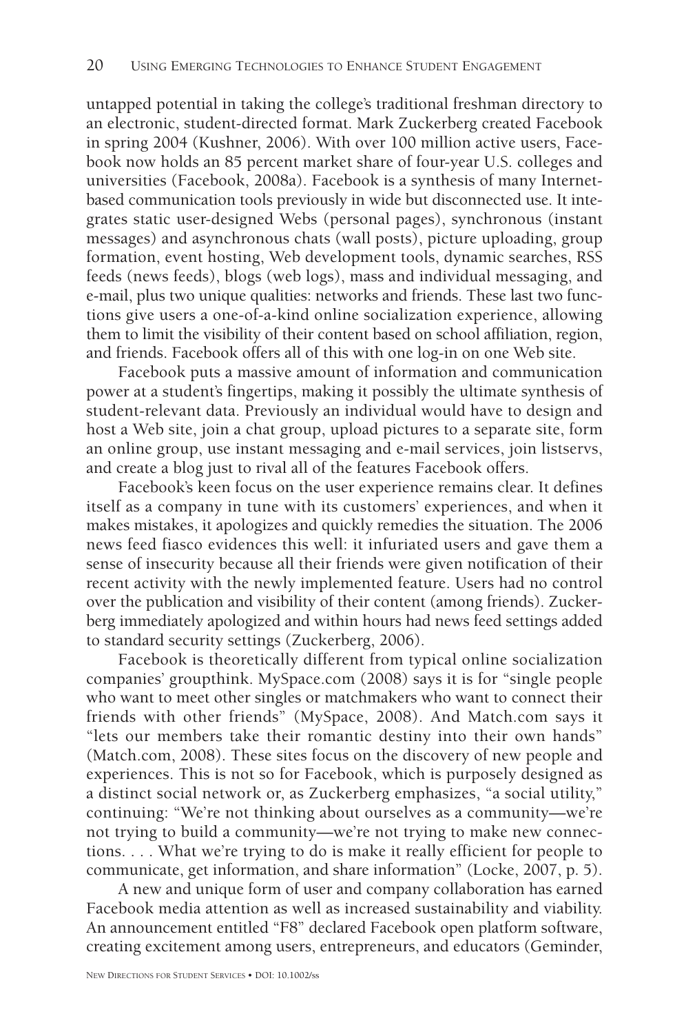untapped potential in taking the college's traditional freshman directory to an electronic, student-directed format. Mark Zuckerberg created Facebook in spring 2004 (Kushner, 2006). With over 100 million active users, Facebook now holds an 85 percent market share of four-year U.S. colleges and universities (Facebook, 2008a). Facebook is a synthesis of many Internet-based communication tools previously in wide but disconnected use. It integrates static user-designed Webs (personal pages), synchronous (instant messages) and asynchronous chats (wall posts), picture uploading, group formation, event hosting, Web development tools, dynamic searches, RSS feeds (news feeds), blogs (web logs), mass and individual messaging, and e-mail, plus two unique qualities: networks and friends. These last two functions give users a one-of-a-kind online socialization experience, allowing them to limit the visibility of their content based on school affiliation, region, and friends. Facebook offers all of this with one log-in on one Web site.

Facebook puts a massive amount of information and communication power at a student's fingertips, making it possibly the ultimate synthesis of student-relevant data. Previously an individual would have to design and host a Web site, join a chat group, upload pictures to a separate site, form an online group, use instant messaging and e-mail services, join listservs, and create a blog just to rival all of the features Facebook offers.

Facebook's keen focus on the user experience remains clear. It defines itself as a company in tune with its customers' experiences, and when it makes mistakes, it apologizes and quickly remedies the situation. The 2006 news feed fiasco evidences this well: it infuriated users and gave them a sense of insecurity because all their friends were given notification of their recent activity with the newly implemented feature. Users had no control over the publication and visibility of their content (among friends). Zuckerberg immediately apologized and within hours had news feed settings added to standard security settings (Zuckerberg, 2006).

Facebook is theoretically different from typical online socialization companies' groupthink. MySpace.com (2008) says it is for "single people who want to meet other singles or matchmakers who want to connect their friends with other friends" (MySpace, 2008). And Match.com says it "lets our members take their romantic destiny into their own hands" (Match.com, 2008). These sites focus on the discovery of new people and experiences. This is not so for Facebook, which is purposely designed as a distinct social network or, as Zuckerberg emphasizes, "a social utility," continuing: "We're not thinking about ourselves as a community—we're not trying to build a community—we're not trying to make new connections. . . . What we're trying to do is make it really efficient for people to communicate, get information, and share information" (Locke, 2007, p. 5).

A new and unique form of user and company collaboration has earned Facebook media attention as well as increased sustainability and viability. An announcement entitled "F8" declared Facebook open platform software, creating excitement among users, entrepreneurs, and educators (Geminder,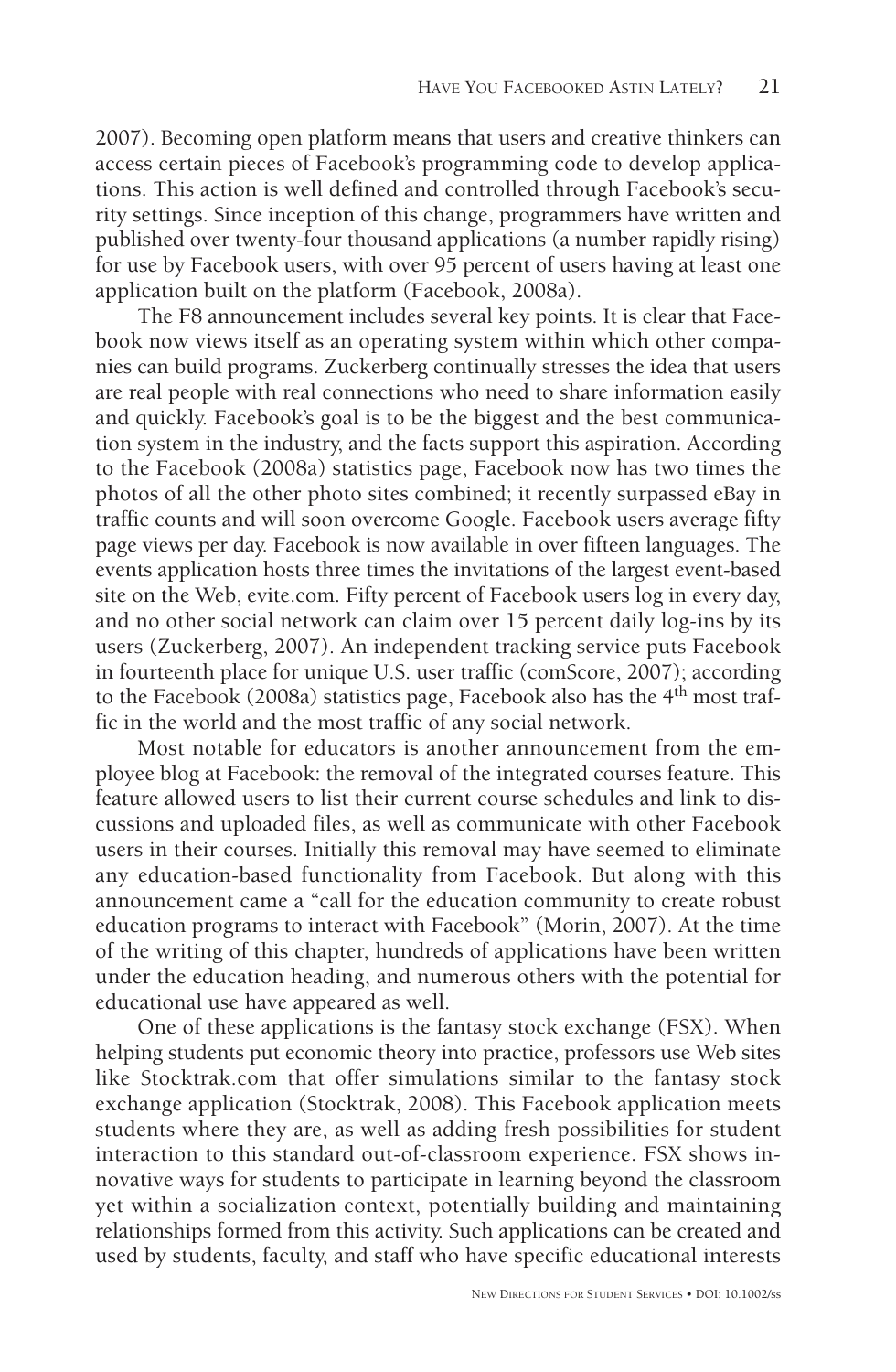2007). Becoming open platform means that users and creative thinkers can access certain pieces of Facebook's programming code to develop applications. This action is well defined and controlled through Facebook's security settings. Since inception of this change, programmers have written and published over twenty-four thousand applications (a number rapidly rising) for use by Facebook users, with over 95 percent of users having at least one application built on the platform (Facebook, 2008a).

The F8 announcement includes several key points. It is clear that Facebook now views itself as an operating system within which other companies can build programs. Zuckerberg continually stresses the idea that users are real people with real connections who need to share information easily and quickly. Facebook's goal is to be the biggest and the best communication system in the industry, and the facts support this aspiration. According to the Facebook (2008a) statistics page, Facebook now has two times the photos of all the other photo sites combined; it recently surpassed eBay in traffic counts and will soon overcome Google. Facebook users average fifty page views per day. Facebook is now available in over fifteen languages. The events application hosts three times the invitations of the largest event-based site on the Web, evite.com. Fifty percent of Facebook users log in every day, and no other social network can claim over 15 percent daily log-ins by its users (Zuckerberg, 2007). An independent tracking service puts Facebook in fourteenth place for unique U.S. user traffic (comScore, 2007); according to the Facebook (2008a) statistics page, Facebook also has the 4th most traffic in the world and the most traffic of any social network.

Most notable for educators is another announcement from the employee blog at Facebook: the removal of the integrated courses feature. This feature allowed users to list their current course schedules and link to discussions and uploaded files, as well as communicate with other Facebook users in their courses. Initially this removal may have seemed to eliminate any education-based functionality from Facebook. But along with this announcement came a "call for the education community to create robust education programs to interact with Facebook" (Morin, 2007). At the time of the writing of this chapter, hundreds of applications have been written under the education heading, and numerous others with the potential for educational use have appeared as well.

One of these applications is the fantasy stock exchange (FSX). When helping students put economic theory into practice, professors use Web sites like Stocktrak.com that offer simulations similar to the fantasy stock exchange application (Stocktrak, 2008). This Facebook application meets students where they are, as well as adding fresh possibilities for student interaction to this standard out-of-classroom experience. FSX shows innovative ways for students to participate in learning beyond the classroom yet within a socialization context, potentially building and maintaining relationships formed from this activity. Such applications can be created and used by students, faculty, and staff who have specific educational interests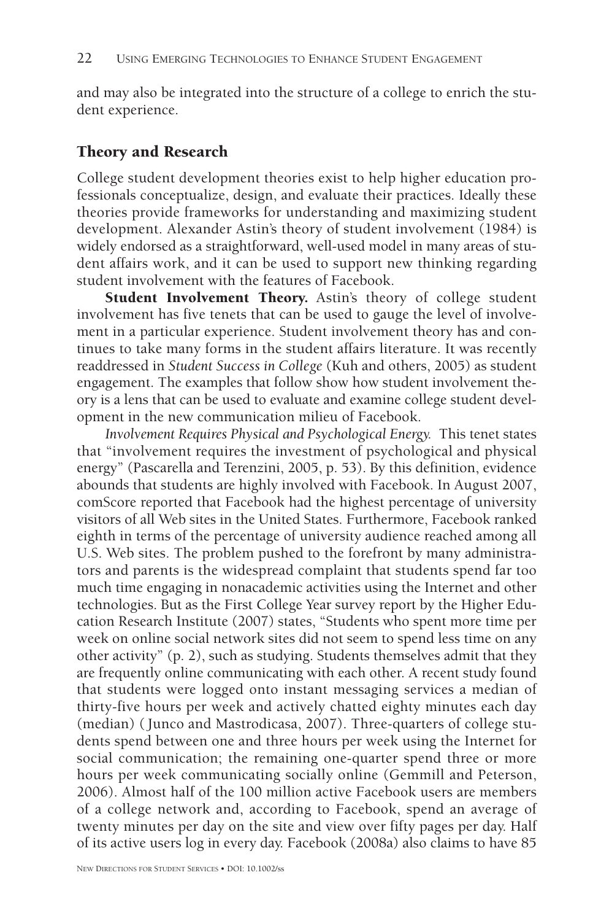and may also be integrated into the structure of a college to enrich the student experience.

## Theory and Research

College student development theories exist to help higher education professionals conceptualize, design, and evaluate their practices. Ideally these theories provide frameworks for understanding and maximizing student development. Alexander Astin's theory of student involvement (1984) is widely endorsed as a straightforward, well-used model in many areas of student affairs work, and it can be used to support new thinking regarding student involvement with the features of Facebook.

**Student Involvement Theory.** Astin's theory of college student involvement has five tenets that can be used to gauge the level of involvement in a particular experience. Student involvement theory has and continues to take many forms in the student affairs literature. It was recently readdressed in *Student Success in College* (Kuh and others, 2005) as student engagement. The examples that follow show how student involvement theory is a lens that can be used to evaluate and examine college student development in the new communication milieu of Facebook.

*Involvement Requires Physical and Psychological Energy.* This tenet states that "involvement requires the investment of psychological and physical energy" (Pascarella and Terenzini, 2005, p. 53). By this definition, evidence abounds that students are highly involved with Facebook. In August 2007, comScore reported that Facebook had the highest percentage of university visitors of all Web sites in the United States. Furthermore, Facebook ranked eighth in terms of the percentage of university audience reached among all U.S. Web sites. The problem pushed to the forefront by many administrators and parents is the widespread complaint that students spend far too much time engaging in nonacademic activities using the Internet and other technologies. But as the First College Year survey report by the Higher Education Research Institute (2007) states, "Students who spent more time per week on online social network sites did not seem to spend less time on any other activity" (p. 2), such as studying. Students themselves admit that they are frequently online communicating with each other. A recent study found that students were logged onto instant messaging services a median of thirty-five hours per week and actively chatted eighty minutes each day (median) (Junco and Mastrodicasa, 2007). Three-quarters of college students spend between one and three hours per week using the Internet for social communication; the remaining one-quarter spend three or more hours per week communicating socially online (Gemmill and Peterson, 2006). Almost half of the 100 million active Facebook users are members of a college network and, according to Facebook, spend an average of twenty minutes per day on the site and view over fifty pages per day. Half of its active users log in every day. Facebook (2008a) also claims to have 85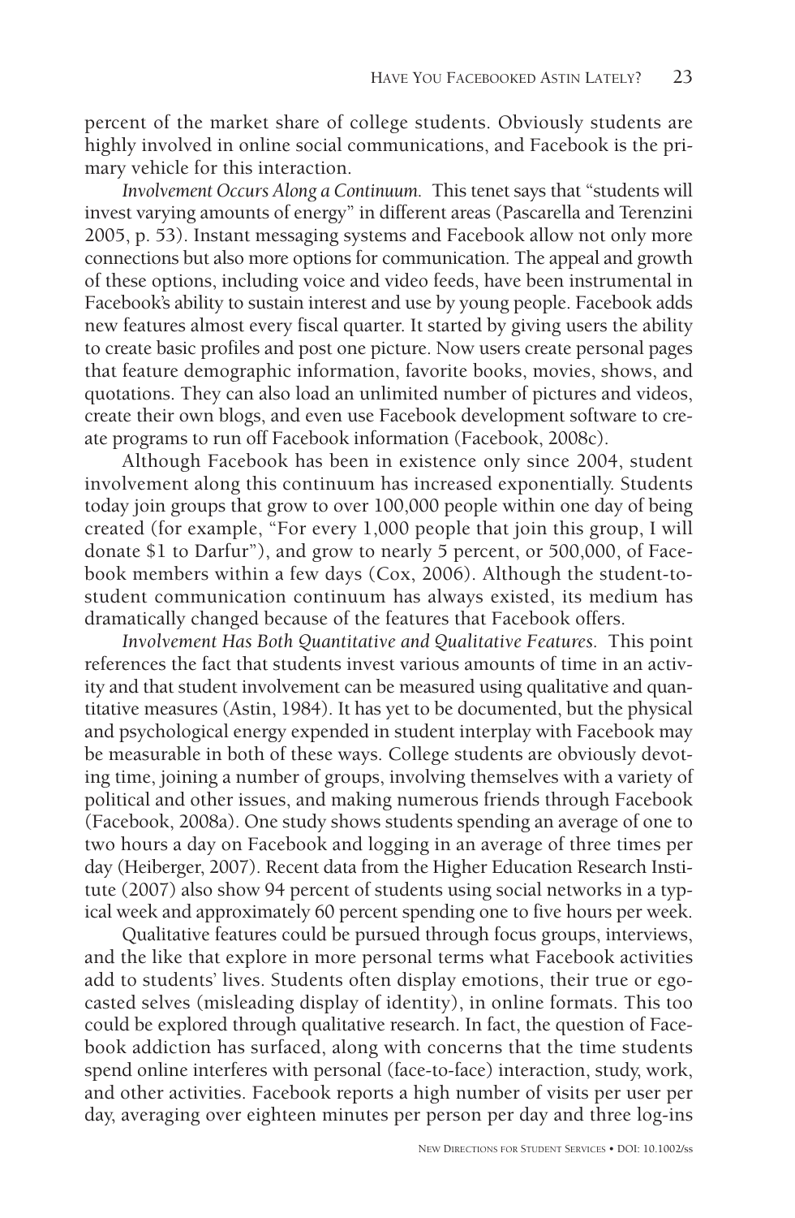percent of the market share of college students. Obviously students are highly involved in online social communications, and Facebook is the primary vehicle for this interaction.

*Involvement Occurs Along a Continuum.* This tenet says that "students will invest varying amounts of energy" in different areas (Pascarella and Terenzini 2005, p. 53). Instant messaging systems and Facebook allow not only more connections but also more options for communication. The appeal and growth of these options, including voice and video feeds, have been instrumental in Facebook's ability to sustain interest and use by young people. Facebook adds new features almost every fiscal quarter. It started by giving users the ability to create basic profiles and post one picture. Now users create personal pages that feature demographic information, favorite books, movies, shows, and quotations. They can also load an unlimited number of pictures and videos, create their own blogs, and even use Facebook development software to create programs to run off Facebook information (Facebook, 2008c).

Although Facebook has been in existence only since 2004, student involvement along this continuum has increased exponentially. Students today join groups that grow to over 100,000 people within one day of being created (for example, "For every 1,000 people that join this group, I will donate $1 to Darfur"), and grow to nearly 5 percent, or 500,000, of Facebook members within a few days (Cox, 2006). Although the student-to-student communication continuum has always existed, its medium has dramatically changed because of the features that Facebook offers.

*Involvement Has Both Quantitative and Qualitative Features.* This point references the fact that students invest various amounts of time in an activity and that student involvement can be measured using qualitative and quantitative measures (Astin, 1984). It has yet to be documented, but the physical and psychological energy expended in student interplay with Facebook may be measurable in both of these ways. College students are obviously devoting time, joining a number of groups, involving themselves with a variety of political and other issues, and making numerous friends through Facebook (Facebook, 2008a). One study shows students spending an average of one to two hours a day on Facebook and logging in an average of three times per day (Heiberger, 2007). Recent data from the Higher Education Research Institute (2007) also show 94 percent of students using social networks in a typical week and approximately 60 percent spending one to five hours per week.

Qualitative features could be pursued through focus groups, interviews, and the like that explore in more personal terms what Facebook activities add to students' lives. Students often display emotions, their true or egocasted selves (misleading display of identity), in online formats. This too could be explored through qualitative research. In fact, the question of Facebook addiction has surfaced, along with concerns that the time students spend online interferes with personal (face-to-face) interaction, study, work, and other activities. Facebook reports a high number of visits per user per day, averaging over eighteen minutes per person per day and three log-ins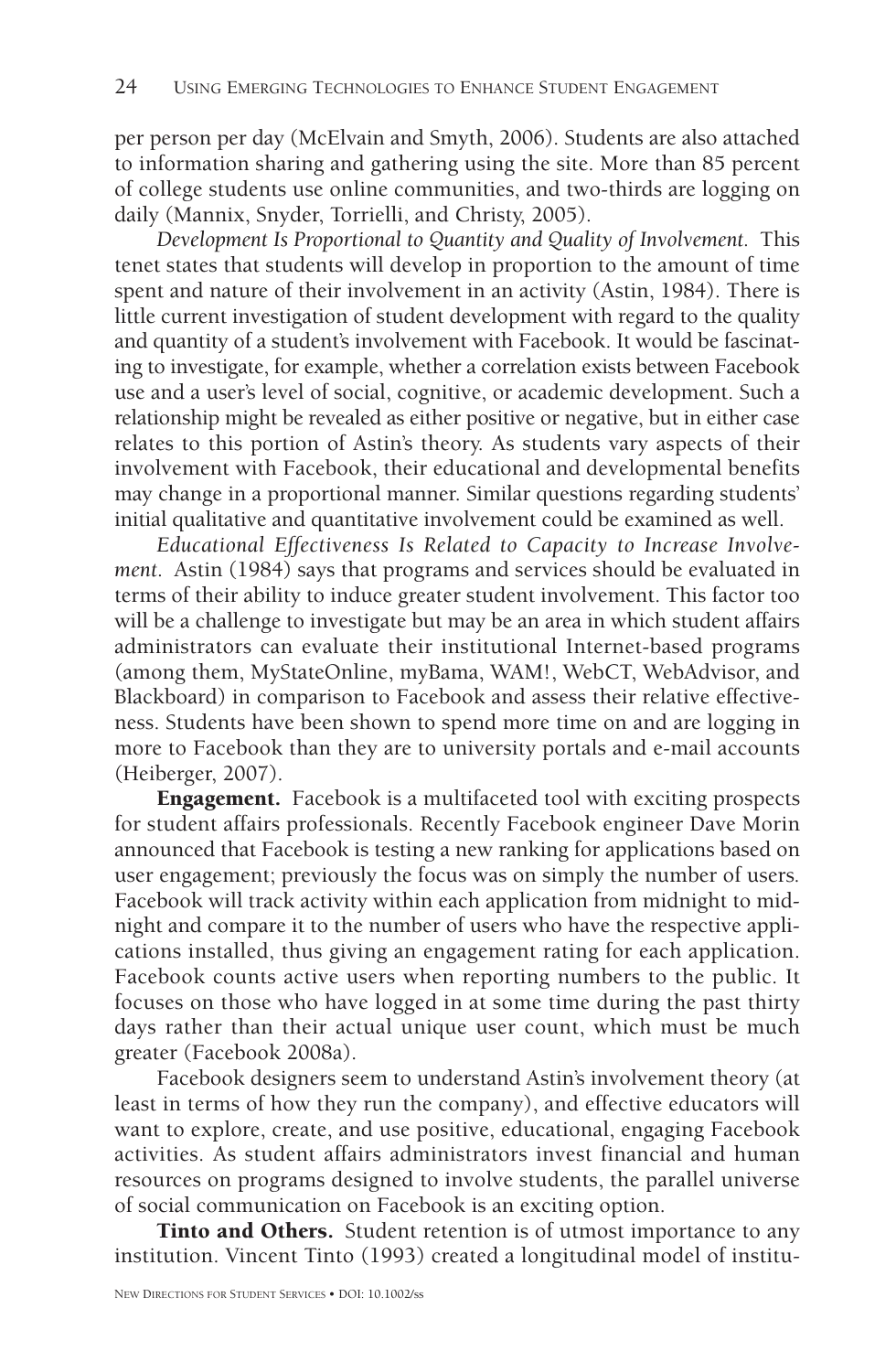per person per day (McElvain and Smyth, 2006). Students are also attached to information sharing and gathering using the site. More than 85 percent of college students use online communities, and two-thirds are logging on daily (Mannix, Snyder, Torrielli, and Christy, 2005).

*Development Is Proportional to Quantity and Quality of Involvement.* This tenet states that students will develop in proportion to the amount of time spent and nature of their involvement in an activity (Astin, 1984). There is little current investigation of student development with regard to the quality and quantity of a student's involvement with Facebook. It would be fascinating to investigate, for example, whether a correlation exists between Facebook use and a user's level of social, cognitive, or academic development. Such a relationship might be revealed as either positive or negative, but in either case relates to this portion of Astin's theory. As students vary aspects of their involvement with Facebook, their educational and developmental benefits may change in a proportional manner. Similar questions regarding students' initial qualitative and quantitative involvement could be examined as well.

*Educational Effectiveness Is Related to Capacity to Increase Involvement.* Astin (1984) says that programs and services should be evaluated in terms of their ability to induce greater student involvement. This factor too will be a challenge to investigate but may be an area in which student affairs administrators can evaluate their institutional Internet-based programs (among them, MyStateOnline, myBama, WAM!, WebCT, WebAdvisor, and Blackboard) in comparison to Facebook and assess their relative effectiveness. Students have been shown to spend more time on and are logging in more to Facebook than they are to university portals and e-mail accounts (Heiberger, 2007).

**Engagement.** Facebook is a multifaceted tool with exciting prospects for student affairs professionals. Recently Facebook engineer Dave Morin announced that Facebook is testing a new ranking for applications based on user engagement; previously the focus was on simply the number of users. Facebook will track activity within each application from midnight to midnight and compare it to the number of users who have the respective applications installed, thus giving an engagement rating for each application. Facebook counts active users when reporting numbers to the public. It focuses on those who have logged in at some time during the past thirty days rather than their actual unique user count, which must be much greater (Facebook 2008a).

Facebook designers seem to understand Astin's involvement theory (at least in terms of how they run the company), and effective educators will want to explore, create, and use positive, educational, engaging Facebook activities. As student affairs administrators invest financial and human resources on programs designed to involve students, the parallel universe of social communication on Facebook is an exciting option.

**Tinto and Others.** Student retention is of utmost importance to any institution. Vincent Tinto (1993) created a longitudinal model of institu-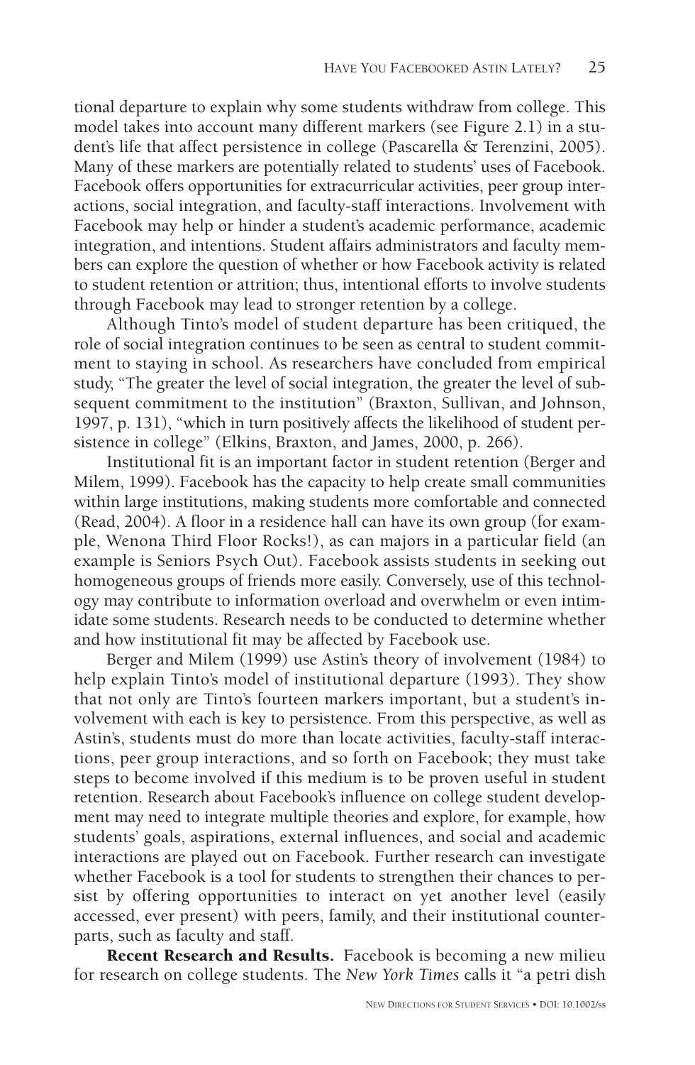tional departure to explain why some students withdraw from college. This model takes into account many different markers (see Figure 2.1) in a student's life that affect persistence in college (Pascarella & Terenzini, 2005). Many of these markers are potentially related to students' uses of Facebook. Facebook offers opportunities for extracurricular activities, peer group interactions, social integration, and faculty-staff interactions. Involvement with Facebook may help or hinder a student's academic performance, academic integration, and intentions. Student affairs administrators and faculty members can explore the question of whether or how Facebook activity is related to student retention or attrition; thus, intentional efforts to involve students through Facebook may lead to stronger retention by a college.

Although Tinto's model of student departure has been critiqued, the role of social integration continues to be seen as central to student commitment to staying in school. As researchers have concluded from empirical study, "The greater the level of social integration, the greater the level of subsequent commitment to the institution" (Braxton, Sullivan, and Johnson, 1997, p. 131), "which in turn positively affects the likelihood of student persistence in college" (Elkins, Braxton, and James, 2000, p. 266).

Institutional fit is an important factor in student retention (Berger and Milem, 1999). Facebook has the capacity to help create small communities within large institutions, making students more comfortable and connected (Read, 2004). A floor in a residence hall can have its own group (for example, Wenona Third Floor Rocks!), as can majors in a particular field (an example is Seniors Psych Out). Facebook assists students in seeking out homogeneous groups of friends more easily. Conversely, use of this technology may contribute to information overload and overwhelm or even intimidate some students. Research needs to be conducted to determine whether and how institutional fit may be affected by Facebook use.

Berger and Milem (1999) use Astin's theory of involvement (1984) to help explain Tinto's model of institutional departure (1993). They show that not only are Tinto's fourteen markers important, but a student's involvement with each is key to persistence. From this perspective, as well as Astin's, students must do more than locate activities, faculty-staff interactions, peer group interactions, and so forth on Facebook; they must take steps to become involved if this medium is to be proven useful in student retention. Research about Facebook's influence on college student development may need to integrate multiple theories and explore, for example, how students' goals, aspirations, external influences, and social and academic interactions are played out on Facebook. Further research can investigate whether Facebook is a tool for students to strengthen their chances to persist by offering opportunities to interact on yet another level (easily accessed, ever present) with peers, family, and their institutional counterparts, such as faculty and staff.

**Recent Research and Results.** Facebook is becoming a new milieu for research on college students. The *New York Times* calls it "a petri dish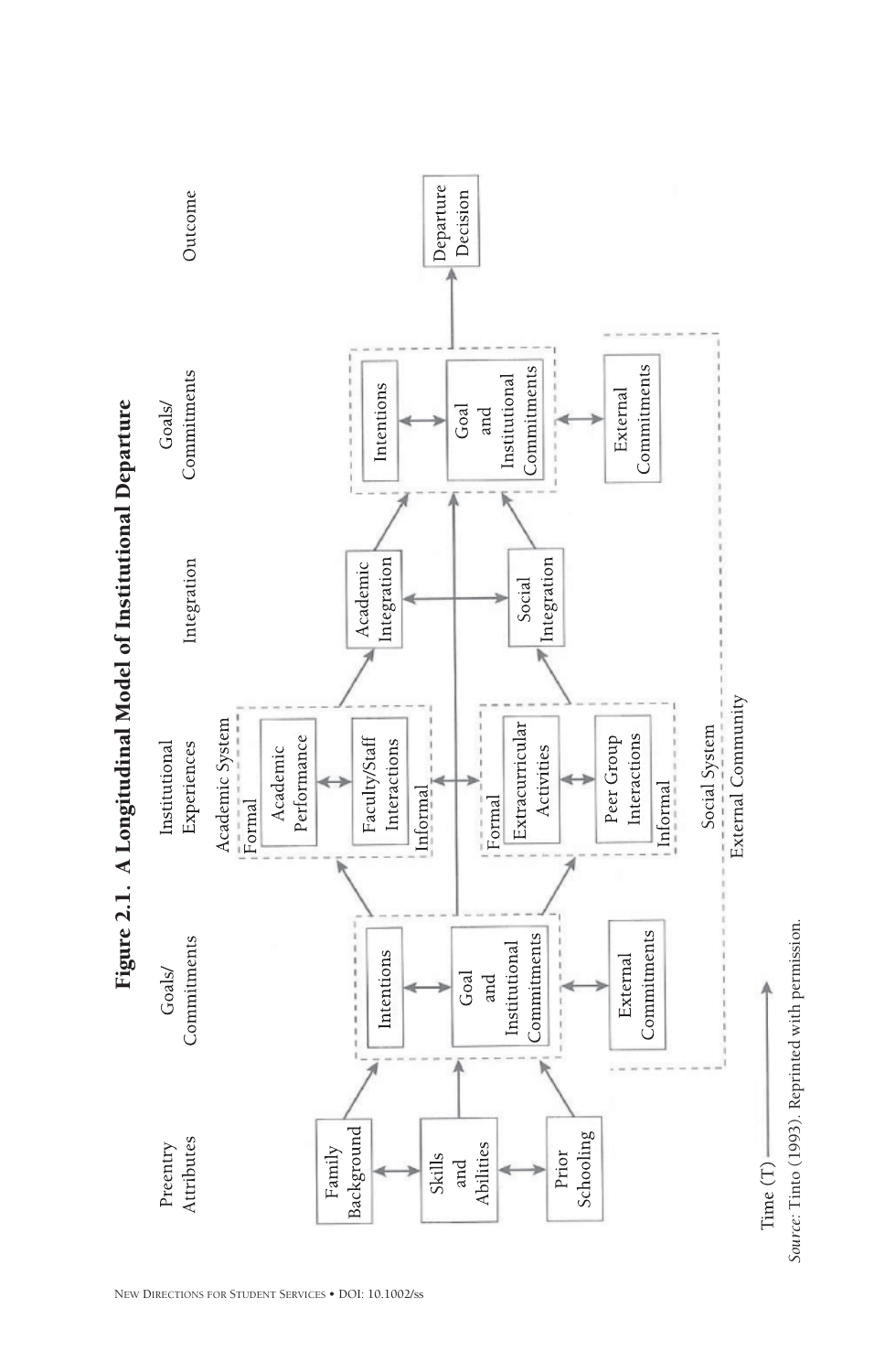**Figure 2.1. A Longitudinal Model of Institutional Departure**

| Preentry Attributes | Goals/Commitments | Institutional Experiences | Integration | Goals/Commitments | Outcome |
|---|---|---|---|---|---|
| Family Background | Intentions | Academic System: Formal – Academic Performance; Informal – Faculty/Staff Interactions | Academic Integration | Intentions | Departure Decision |
| Skills and Abilities | Goal and Institutional Commitments | | | Goal and Institutional Commitments | |
| Prior Schooling | External Commitments | Social System: Formal – Extracurricular Activities; Informal – Peer Group Interactions | Social Integration | External Commitments | |
| | | External Community | | | |

Time (T) ⟶

*Source:* Tinto (1993). Reprinted with permission.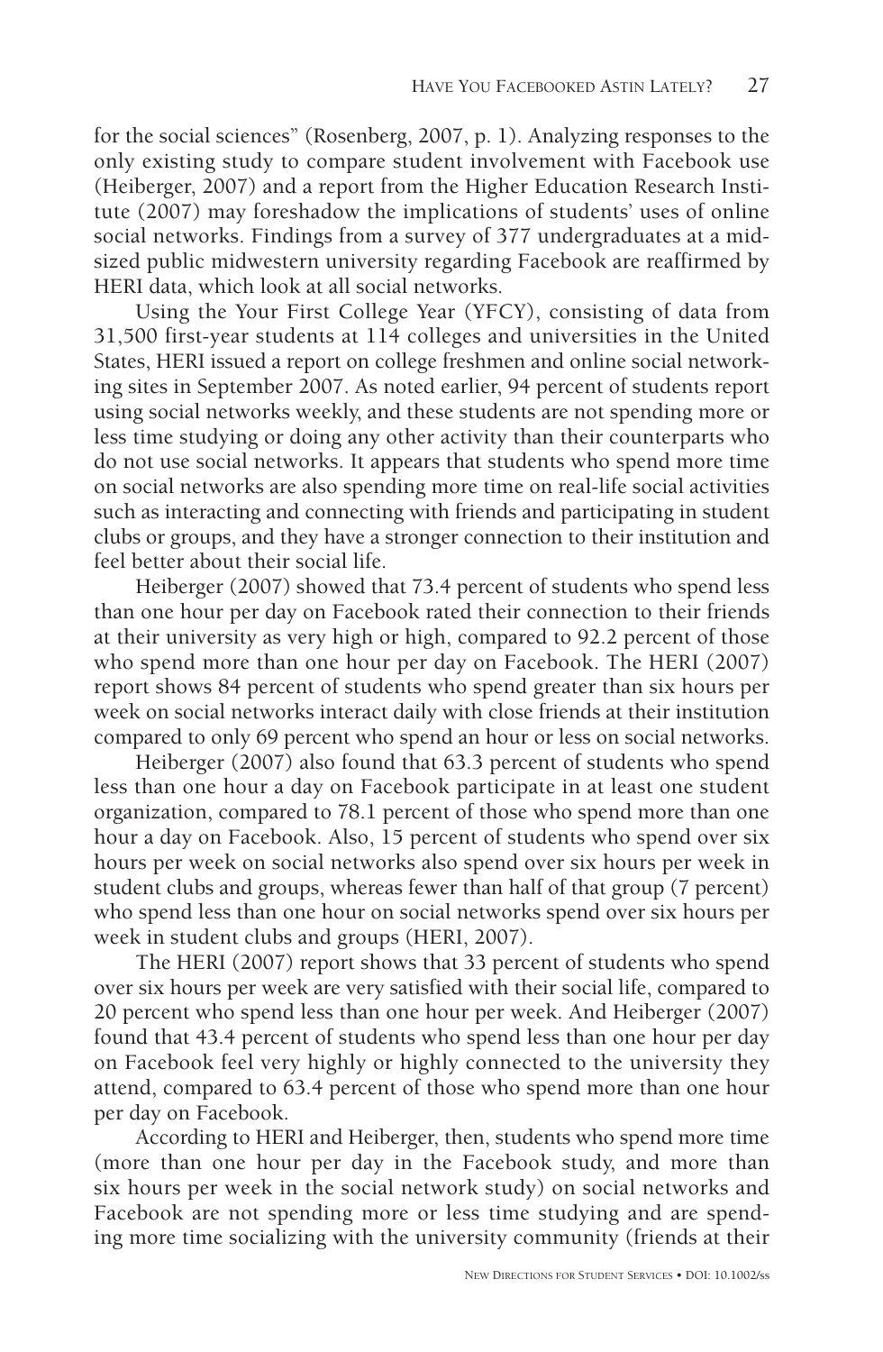for the social sciences" (Rosenberg, 2007, p. 1). Analyzing responses to the only existing study to compare student involvement with Facebook use (Heiberger, 2007) and a report from the Higher Education Research Institute (2007) may foreshadow the implications of students' uses of online social networks. Findings from a survey of 377 undergraduates at a mid-sized public midwestern university regarding Facebook are reaffirmed by HERI data, which look at all social networks.

Using the Your First College Year (YFCY), consisting of data from 31,500 first-year students at 114 colleges and universities in the United States, HERI issued a report on college freshmen and online social networking sites in September 2007. As noted earlier, 94 percent of students report using social networks weekly, and these students are not spending more or less time studying or doing any other activity than their counterparts who do not use social networks. It appears that students who spend more time on social networks are also spending more time on real-life social activities such as interacting and connecting with friends and participating in student clubs or groups, and they have a stronger connection to their institution and feel better about their social life.

Heiberger (2007) showed that 73.4 percent of students who spend less than one hour per day on Facebook rated their connection to their friends at their university as very high or high, compared to 92.2 percent of those who spend more than one hour per day on Facebook. The HERI (2007) report shows 84 percent of students who spend greater than six hours per week on social networks interact daily with close friends at their institution compared to only 69 percent who spend an hour or less on social networks.

Heiberger (2007) also found that 63.3 percent of students who spend less than one hour a day on Facebook participate in at least one student organization, compared to 78.1 percent of those who spend more than one hour a day on Facebook. Also, 15 percent of students who spend over six hours per week on social networks also spend over six hours per week in student clubs and groups, whereas fewer than half of that group (7 percent) who spend less than one hour on social networks spend over six hours per week in student clubs and groups (HERI, 2007).

The HERI (2007) report shows that 33 percent of students who spend over six hours per week are very satisfied with their social life, compared to 20 percent who spend less than one hour per week. And Heiberger (2007) found that 43.4 percent of students who spend less than one hour per day on Facebook feel very highly or highly connected to the university they attend, compared to 63.4 percent of those who spend more than one hour per day on Facebook.

According to HERI and Heiberger, then, students who spend more time (more than one hour per day in the Facebook study, and more than six hours per week in the social network study) on social networks and Facebook are not spending more or less time studying and are spending more time socializing with the university community (friends at their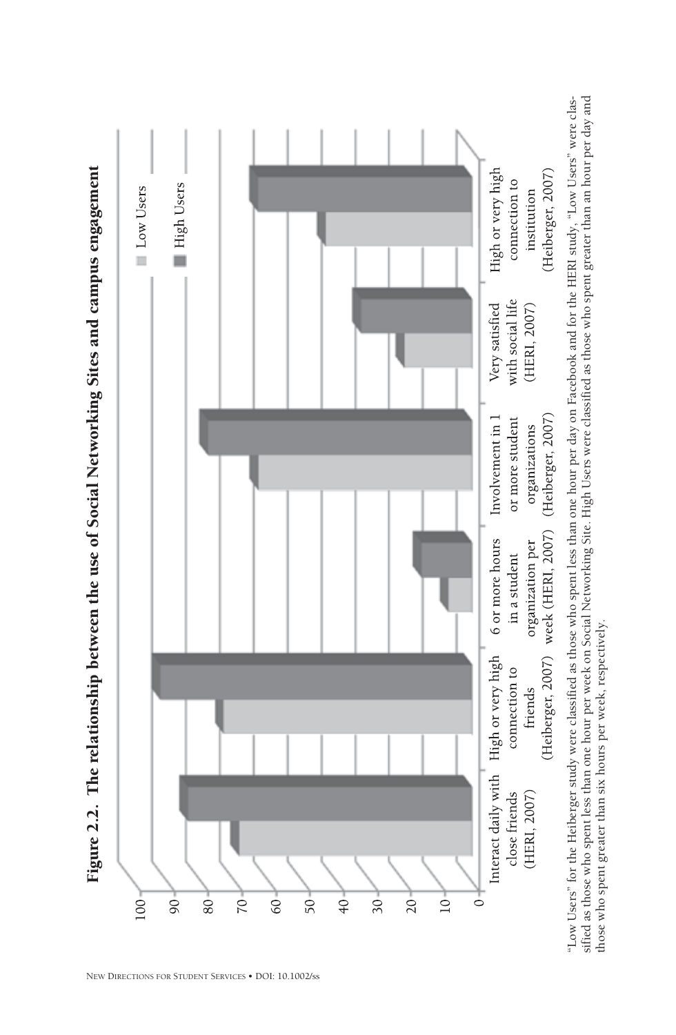**Figure 2.2. The relationship between the use of Social Networking Sites and campus engagement**

"Low Users" for the Heiberger study were classified as those who spent less than one hour per day on Facebook and for the HERI study, "Low Users" were classified as those who spent less than one hour per week on Social Networking Site. High Users were classified as those who spent greater than an hour per day and those who spent greater than six hours per week, respectively.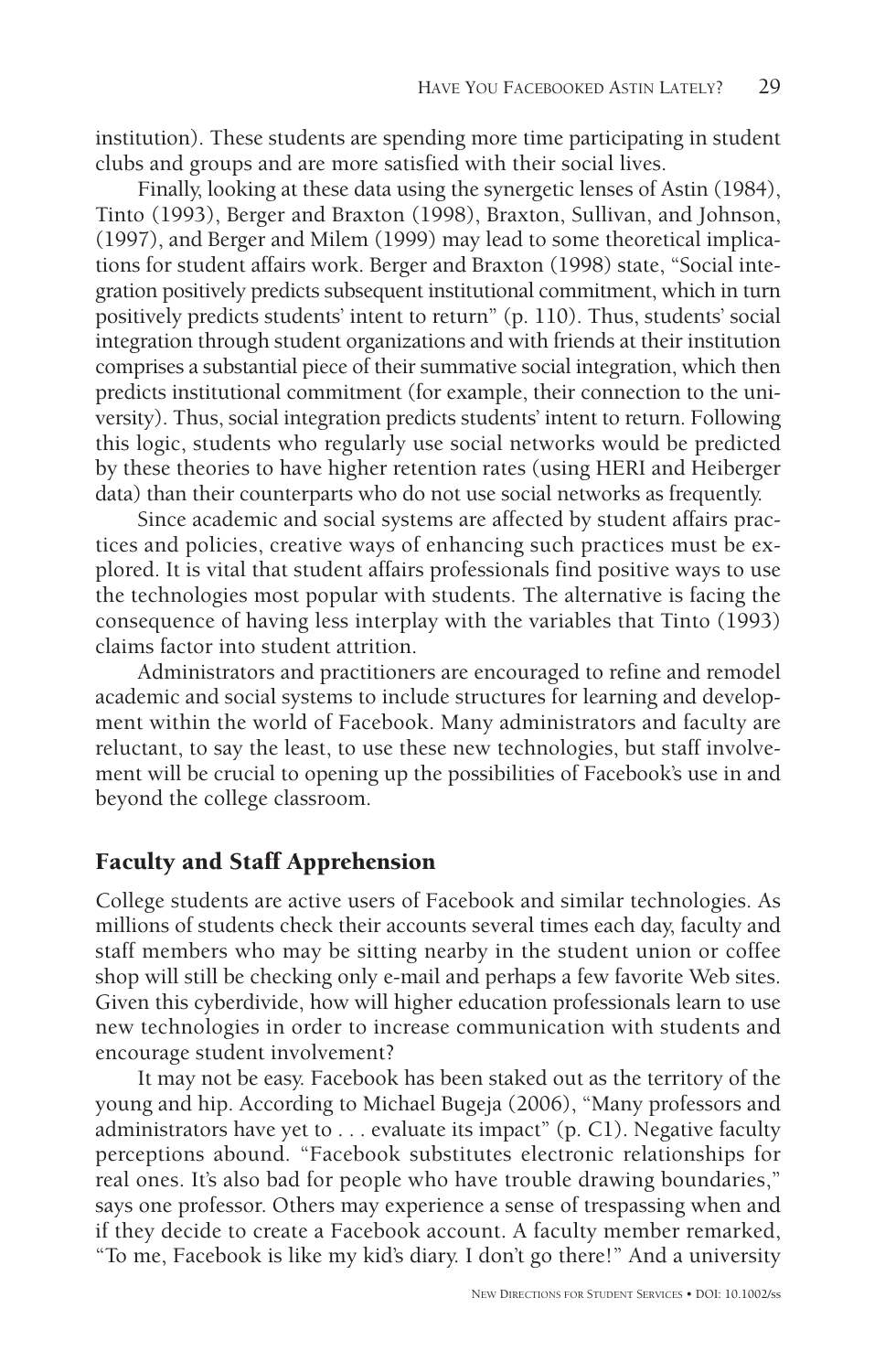institution). These students are spending more time participating in student clubs and groups and are more satisfied with their social lives.

Finally, looking at these data using the synergetic lenses of Astin (1984), Tinto (1993), Berger and Braxton (1998), Braxton, Sullivan, and Johnson, (1997), and Berger and Milem (1999) may lead to some theoretical implications for student affairs work. Berger and Braxton (1998) state, "Social integration positively predicts subsequent institutional commitment, which in turn positively predicts students' intent to return" (p. 110). Thus, students' social integration through student organizations and with friends at their institution comprises a substantial piece of their summative social integration, which then predicts institutional commitment (for example, their connection to the university). Thus, social integration predicts students' intent to return. Following this logic, students who regularly use social networks would be predicted by these theories to have higher retention rates (using HERI and Heiberger data) than their counterparts who do not use social networks as frequently.

Since academic and social systems are affected by student affairs practices and policies, creative ways of enhancing such practices must be explored. It is vital that student affairs professionals find positive ways to use the technologies most popular with students. The alternative is facing the consequence of having less interplay with the variables that Tinto (1993) claims factor into student attrition.

Administrators and practitioners are encouraged to refine and remodel academic and social systems to include structures for learning and development within the world of Facebook. Many administrators and faculty are reluctant, to say the least, to use these new technologies, but staff involvement will be crucial to opening up the possibilities of Facebook's use in and beyond the college classroom.

## Faculty and Staff Apprehension

College students are active users of Facebook and similar technologies. As millions of students check their accounts several times each day, faculty and staff members who may be sitting nearby in the student union or coffee shop will still be checking only e-mail and perhaps a few favorite Web sites. Given this cyberdivide, how will higher education professionals learn to use new technologies in order to increase communication with students and encourage student involvement?

It may not be easy. Facebook has been staked out as the territory of the young and hip. According to Michael Bugeja (2006), "Many professors and administrators have yet to . . . evaluate its impact" (p. C1). Negative faculty perceptions abound. "Facebook substitutes electronic relationships for real ones. It's also bad for people who have trouble drawing boundaries," says one professor. Others may experience a sense of trespassing when and if they decide to create a Facebook account. A faculty member remarked, "To me, Facebook is like my kid's diary. I don't go there!" And a university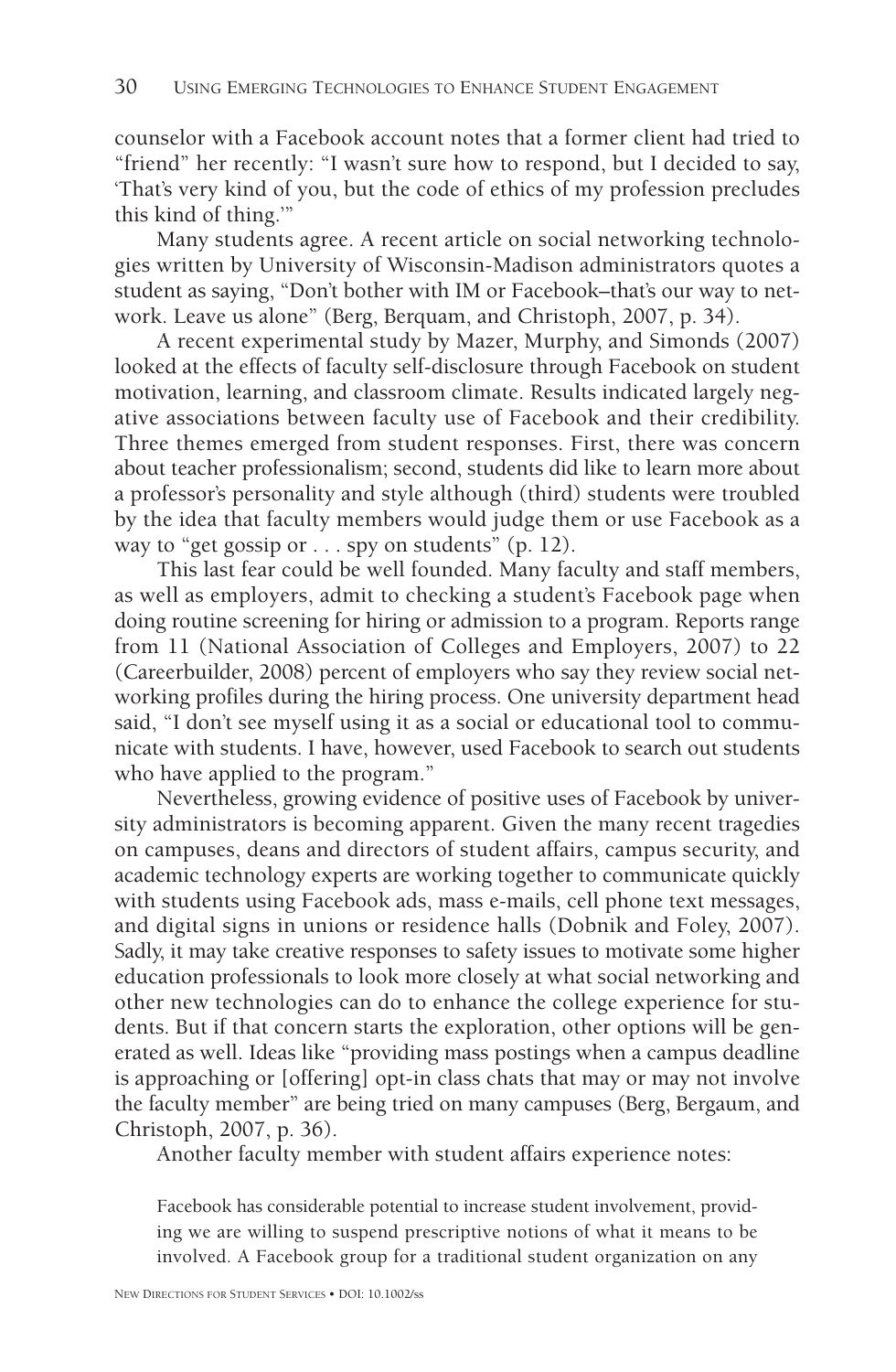counselor with a Facebook account notes that a former client had tried to "friend" her recently: "I wasn't sure how to respond, but I decided to say, 'That's very kind of you, but the code of ethics of my profession precludes this kind of thing.'"

Many students agree. A recent article on social networking technologies written by University of Wisconsin-Madison administrators quotes a student as saying, "Don't bother with IM or Facebook–that's our way to network. Leave us alone" (Berg, Berquam, and Christoph, 2007, p. 34).

A recent experimental study by Mazer, Murphy, and Simonds (2007) looked at the effects of faculty self-disclosure through Facebook on student motivation, learning, and classroom climate. Results indicated largely negative associations between faculty use of Facebook and their credibility. Three themes emerged from student responses. First, there was concern about teacher professionalism; second, students did like to learn more about a professor's personality and style although (third) students were troubled by the idea that faculty members would judge them or use Facebook as a way to "get gossip or . . . spy on students" (p. 12).

This last fear could be well founded. Many faculty and staff members, as well as employers, admit to checking a student's Facebook page when doing routine screening for hiring or admission to a program. Reports range from 11 (National Association of Colleges and Employers, 2007) to 22 (Careerbuilder, 2008) percent of employers who say they review social networking profiles during the hiring process. One university department head said, "I don't see myself using it as a social or educational tool to communicate with students. I have, however, used Facebook to search out students who have applied to the program."

Nevertheless, growing evidence of positive uses of Facebook by university administrators is becoming apparent. Given the many recent tragedies on campuses, deans and directors of student affairs, campus security, and academic technology experts are working together to communicate quickly with students using Facebook ads, mass e-mails, cell phone text messages, and digital signs in unions or residence halls (Dobnik and Foley, 2007). Sadly, it may take creative responses to safety issues to motivate some higher education professionals to look more closely at what social networking and other new technologies can do to enhance the college experience for students. But if that concern starts the exploration, other options will be generated as well. Ideas like "providing mass postings when a campus deadline is approaching or [offering] opt-in class chats that may or may not involve the faculty member" are being tried on many campuses (Berg, Bergaum, and Christoph, 2007, p. 36).

Another faculty member with student affairs experience notes:

> Facebook has considerable potential to increase student involvement, providing we are willing to suspend prescriptive notions of what it means to be involved. A Facebook group for a traditional student organization on any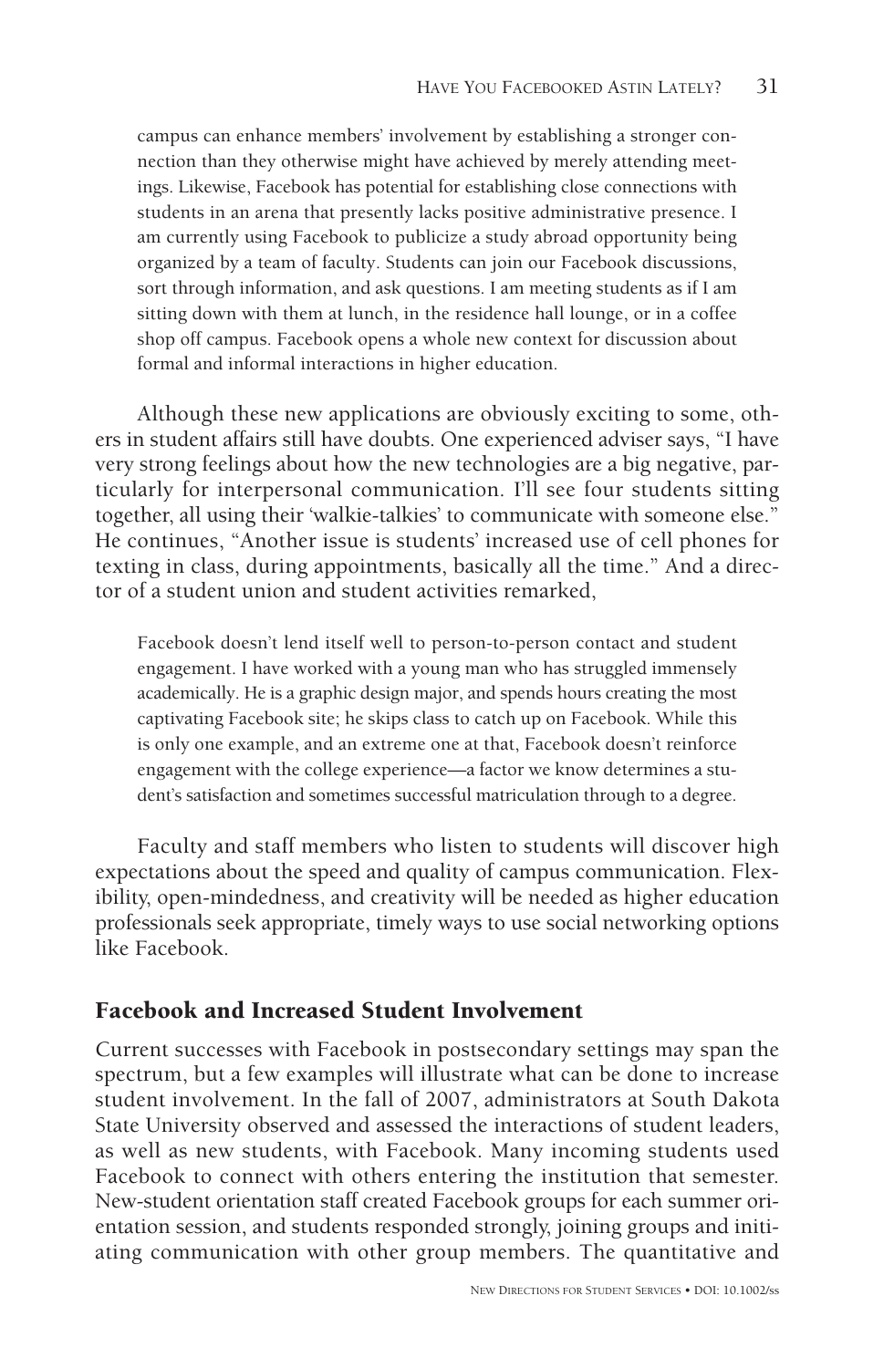campus can enhance members' involvement by establishing a stronger connection than they otherwise might have achieved by merely attending meetings. Likewise, Facebook has potential for establishing close connections with students in an arena that presently lacks positive administrative presence. I am currently using Facebook to publicize a study abroad opportunity being organized by a team of faculty. Students can join our Facebook discussions, sort through information, and ask questions. I am meeting students as if I am sitting down with them at lunch, in the residence hall lounge, or in a coffee shop off campus. Facebook opens a whole new context for discussion about formal and informal interactions in higher education.

Although these new applications are obviously exciting to some, others in student affairs still have doubts. One experienced adviser says, "I have very strong feelings about how the new technologies are a big negative, particularly for interpersonal communication. I'll see four students sitting together, all using their 'walkie-talkies' to communicate with someone else." He continues, "Another issue is students' increased use of cell phones for texting in class, during appointments, basically all the time." And a director of a student union and student activities remarked,

> Facebook doesn't lend itself well to person-to-person contact and student engagement. I have worked with a young man who has struggled immensely academically. He is a graphic design major, and spends hours creating the most captivating Facebook site; he skips class to catch up on Facebook. While this is only one example, and an extreme one at that, Facebook doesn't reinforce engagement with the college experience—a factor we know determines a student's satisfaction and sometimes successful matriculation through to a degree.

Faculty and staff members who listen to students will discover high expectations about the speed and quality of campus communication. Flexibility, open-mindedness, and creativity will be needed as higher education professionals seek appropriate, timely ways to use social networking options like Facebook.

## Facebook and Increased Student Involvement

Current successes with Facebook in postsecondary settings may span the spectrum, but a few examples will illustrate what can be done to increase student involvement. In the fall of 2007, administrators at South Dakota State University observed and assessed the interactions of student leaders, as well as new students, with Facebook. Many incoming students used Facebook to connect with others entering the institution that semester. New-student orientation staff created Facebook groups for each summer orientation session, and students responded strongly, joining groups and initiating communication with other group members. The quantitative and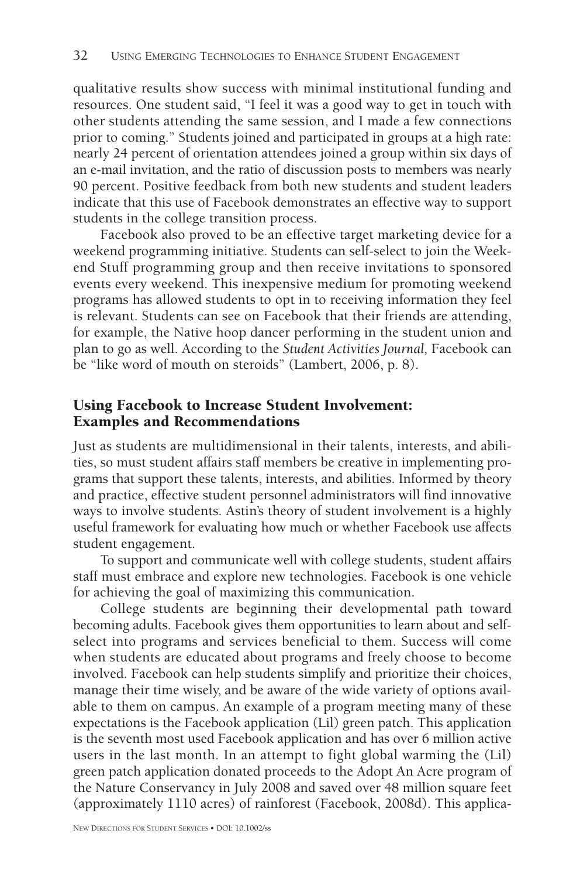qualitative results show success with minimal institutional funding and resources. One student said, "I feel it was a good way to get in touch with other students attending the same session, and I made a few connections prior to coming." Students joined and participated in groups at a high rate: nearly 24 percent of orientation attendees joined a group within six days of an e-mail invitation, and the ratio of discussion posts to members was nearly 90 percent. Positive feedback from both new students and student leaders indicate that this use of Facebook demonstrates an effective way to support students in the college transition process.

Facebook also proved to be an effective target marketing device for a weekend programming initiative. Students can self-select to join the Weekend Stuff programming group and then receive invitations to sponsored events every weekend. This inexpensive medium for promoting weekend programs has allowed students to opt in to receiving information they feel is relevant. Students can see on Facebook that their friends are attending, for example, the Native hoop dancer performing in the student union and plan to go as well. According to the *Student Activities Journal,* Facebook can be "like word of mouth on steroids" (Lambert, 2006, p. 8).

## Using Facebook to Increase Student Involvement: Examples and Recommendations

Just as students are multidimensional in their talents, interests, and abilities, so must student affairs staff members be creative in implementing programs that support these talents, interests, and abilities. Informed by theory and practice, effective student personnel administrators will find innovative ways to involve students. Astin's theory of student involvement is a highly useful framework for evaluating how much or whether Facebook use affects student engagement.

To support and communicate well with college students, student affairs staff must embrace and explore new technologies. Facebook is one vehicle for achieving the goal of maximizing this communication.

College students are beginning their developmental path toward becoming adults. Facebook gives them opportunities to learn about and self-select into programs and services beneficial to them. Success will come when students are educated about programs and freely choose to become involved. Facebook can help students simplify and prioritize their choices, manage their time wisely, and be aware of the wide variety of options available to them on campus. An example of a program meeting many of these expectations is the Facebook application (Lil) green patch. This application is the seventh most used Facebook application and has over 6 million active users in the last month. In an attempt to fight global warming the (Lil) green patch application donated proceeds to the Adopt An Acre program of the Nature Conservancy in July 2008 and saved over 48 million square feet (approximately 1110 acres) of rainforest (Facebook, 2008d). This applica-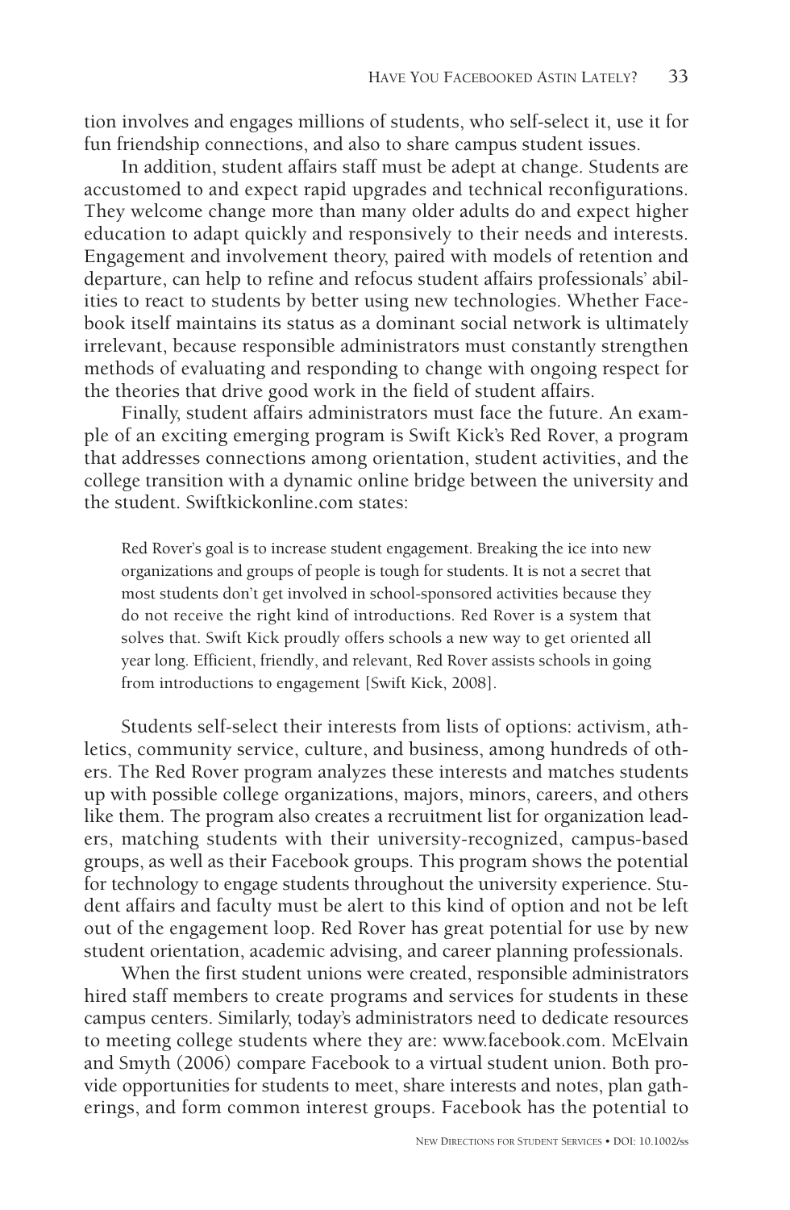tion involves and engages millions of students, who self-select it, use it for fun friendship connections, and also to share campus student issues.

In addition, student affairs staff must be adept at change. Students are accustomed to and expect rapid upgrades and technical reconfigurations. They welcome change more than many older adults do and expect higher education to adapt quickly and responsively to their needs and interests. Engagement and involvement theory, paired with models of retention and departure, can help to refine and refocus student affairs professionals' abilities to react to students by better using new technologies. Whether Facebook itself maintains its status as a dominant social network is ultimately irrelevant, because responsible administrators must constantly strengthen methods of evaluating and responding to change with ongoing respect for the theories that drive good work in the field of student affairs.

Finally, student affairs administrators must face the future. An example of an exciting emerging program is Swift Kick's Red Rover, a program that addresses connections among orientation, student activities, and the college transition with a dynamic online bridge between the university and the student. Swiftkickonline.com states:

> Red Rover's goal is to increase student engagement. Breaking the ice into new organizations and groups of people is tough for students. It is not a secret that most students don't get involved in school-sponsored activities because they do not receive the right kind of introductions. Red Rover is a system that solves that. Swift Kick proudly offers schools a new way to get oriented all year long. Efficient, friendly, and relevant, Red Rover assists schools in going from introductions to engagement [Swift Kick, 2008].

Students self-select their interests from lists of options: activism, athletics, community service, culture, and business, among hundreds of others. The Red Rover program analyzes these interests and matches students up with possible college organizations, majors, minors, careers, and others like them. The program also creates a recruitment list for organization leaders, matching students with their university-recognized, campus-based groups, as well as their Facebook groups. This program shows the potential for technology to engage students throughout the university experience. Student affairs and faculty must be alert to this kind of option and not be left out of the engagement loop. Red Rover has great potential for use by new student orientation, academic advising, and career planning professionals.

When the first student unions were created, responsible administrators hired staff members to create programs and services for students in these campus centers. Similarly, today's administrators need to dedicate resources to meeting college students where they are: www.facebook.com. McElvain and Smyth (2006) compare Facebook to a virtual student union. Both provide opportunities for students to meet, share interests and notes, plan gatherings, and form common interest groups. Facebook has the potential to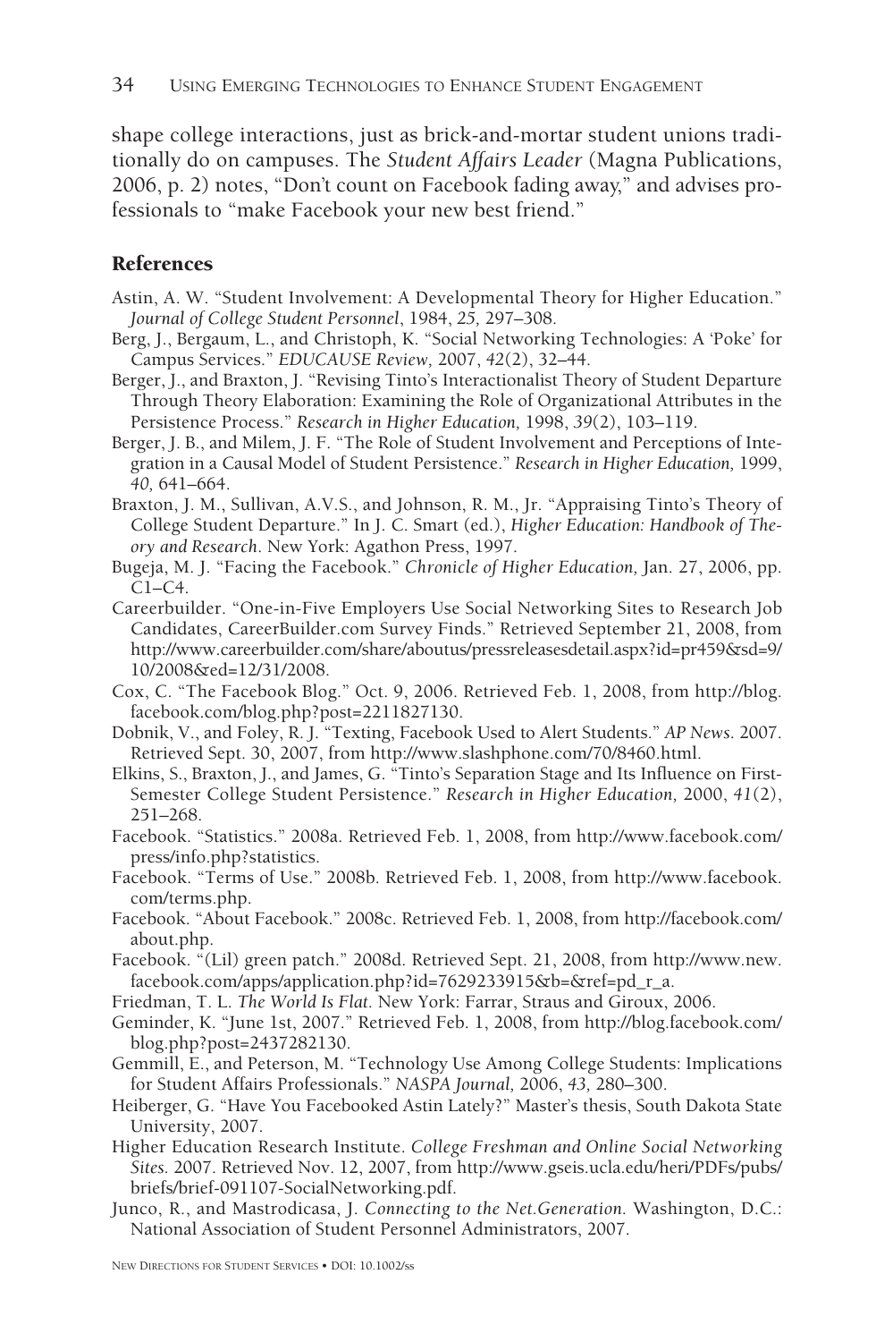shape college interactions, just as brick-and-mortar student unions traditionally do on campuses. The *Student Affairs Leader* (Magna Publications, 2006, p. 2) notes, "Don't count on Facebook fading away," and advises professionals to "make Facebook your new best friend."

## References

Astin, A. W. "Student Involvement: A Developmental Theory for Higher Education." *Journal of College Student Personnel*, 1984, *25,* 297–308.

Berg, J., Bergaum, L., and Christoph, K. "Social Networking Technologies: A 'Poke' for Campus Services." *EDUCAUSE Review,* 2007, *42*(2), 32–44.

Berger, J., and Braxton, J. "Revising Tinto's Interactionalist Theory of Student Departure Through Theory Elaboration: Examining the Role of Organizational Attributes in the Persistence Process." *Research in Higher Education,* 1998, *39*(2), 103–119.

Berger, J. B., and Milem, J. F. "The Role of Student Involvement and Perceptions of Integration in a Causal Model of Student Persistence." *Research in Higher Education,* 1999, *40,* 641–664.

Braxton, J. M., Sullivan, A.V.S., and Johnson, R. M., Jr. "Appraising Tinto's Theory of College Student Departure." In J. C. Smart (ed.), *Higher Education: Handbook of Theory and Research*. New York: Agathon Press, 1997.

Bugeja, M. J. "Facing the Facebook." *Chronicle of Higher Education,* Jan. 27, 2006, pp. C1–C4.

Careerbuilder. "One-in-Five Employers Use Social Networking Sites to Research Job Candidates, CareerBuilder.com Survey Finds." Retrieved September 21, 2008, from http://www.careerbuilder.com/share/aboutus/pressreleasesdetail.aspx?id=pr459&sd=9/10/2008&ed=12/31/2008.

Cox, C. "The Facebook Blog." Oct. 9, 2006. Retrieved Feb. 1, 2008, from http://blog.facebook.com/blog.php?post=2211827130.

Dobnik, V., and Foley, R. J. "Texting, Facebook Used to Alert Students." *AP News.* 2007. Retrieved Sept. 30, 2007, from http://www.slashphone.com/70/8460.html.

Elkins, S., Braxton, J., and James, G. "Tinto's Separation Stage and Its Influence on First-Semester College Student Persistence." *Research in Higher Education,* 2000, *41*(2), 251–268.

Facebook. "Statistics." 2008a. Retrieved Feb. 1, 2008, from http://www.facebook.com/press/info.php?statistics.

Facebook. "Terms of Use." 2008b. Retrieved Feb. 1, 2008, from http://www.facebook.com/terms.php.

Facebook. "About Facebook." 2008c. Retrieved Feb. 1, 2008, from http://facebook.com/about.php.

Facebook. "(Lil) green patch." 2008d. Retrieved Sept. 21, 2008, from http://www.new.facebook.com/apps/application.php?id=7629233915&b=&ref=pd_r_a.

Friedman, T. L. *The World Is Flat.* New York: Farrar, Straus and Giroux, 2006.

Geminder, K. "June 1st, 2007." Retrieved Feb. 1, 2008, from http://blog.facebook.com/blog.php?post=2437282130.

Gemmill, E., and Peterson, M. "Technology Use Among College Students: Implications for Student Affairs Professionals." *NASPA Journal,* 2006, *43,* 280–300.

Heiberger, G. "Have You Facebooked Astin Lately?" Master's thesis, South Dakota State University, 2007.

Higher Education Research Institute. *College Freshman and Online Social Networking Sites.* 2007. Retrieved Nov. 12, 2007, from http://www.gseis.ucla.edu/heri/PDFs/pubs/briefs/brief-091107-SocialNetworking.pdf.

Junco, R., and Mastrodicasa, J. *Connecting to the Net.Generation.* Washington, D.C.: National Association of Student Personnel Administrators, 2007.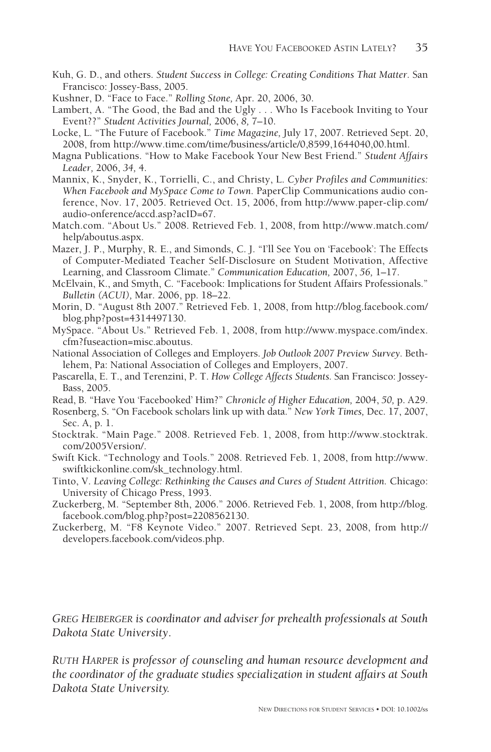Kuh, G. D., and others. *Student Success in College: Creating Conditions That Matter*. San Francisco: Jossey-Bass, 2005.

Kushner, D. "Face to Face." *Rolling Stone,* Apr. 20, 2006, 30.

Lambert, A. "The Good, the Bad and the Ugly . . . Who Is Facebook Inviting to Your Event??" *Student Activities Journal,* 2006, *8,* 7–10.

Locke, L. "The Future of Facebook." *Time Magazine,* July 17, 2007. Retrieved Sept. 20, 2008, from http://www.time.com/time/business/article/0,8599,1644040,00.html.

Magna Publications. "How to Make Facebook Your New Best Friend." *Student Affairs Leader,* 2006, *34,* 4.

Mannix, K., Snyder, K., Torrielli, C., and Christy, L. *Cyber Profiles and Communities: When Facebook and MySpace Come to Town*. PaperClip Communications audio conference, Nov. 17, 2005. Retrieved Oct. 15, 2006, from http://www.paper-clip.com/audio-onference/accd.asp?acID=67.

Match.com. "About Us." 2008. Retrieved Feb. 1, 2008, from http://www.match.com/help/aboutus.aspx.

Mazer, J. P., Murphy, R. E., and Simonds, C. J. "I'll See You on 'Facebook': The Effects of Computer-Mediated Teacher Self-Disclosure on Student Motivation, Affective Learning, and Classroom Climate." *Communication Education,* 2007, *56,* 1–17.

McElvain, K., and Smyth, C. "Facebook: Implications for Student Affairs Professionals." *Bulletin (ACUI),* Mar. 2006, pp. 18–22.

Morin, D. "August 8th 2007." Retrieved Feb. 1, 2008, from http://blog.facebook.com/blog.php?post=4314497130.

MySpace. "About Us." Retrieved Feb. 1, 2008, from http://www.myspace.com/index.cfm?fuseaction=misc.aboutus.

National Association of Colleges and Employers. *Job Outlook 2007 Preview Survey*. Bethlehem, Pa: National Association of Colleges and Employers, 2007.

Pascarella, E. T., and Terenzini, P. T. *How College Affects Students.* San Francisco: Jossey-Bass, 2005.

Read, B. "Have You 'Facebooked' Him?" *Chronicle of Higher Education,* 2004, *50,* p. A29.

Rosenberg, S. "On Facebook scholars link up with data." *New York Times,* Dec. 17, 2007, Sec. A, p. 1.

Stocktrak. "Main Page." 2008. Retrieved Feb. 1, 2008, from http://www.stocktrak.com/2005Version/.

Swift Kick. "Technology and Tools." 2008. Retrieved Feb. 1, 2008, from http://www.swiftkickonline.com/sk_technology.html.

Tinto, V. *Leaving College: Rethinking the Causes and Cures of Student Attrition.* Chicago: University of Chicago Press, 1993.

Zuckerberg, M. "September 8th, 2006." 2006. Retrieved Feb. 1, 2008, from http://blog.facebook.com/blog.php?post=2208562130.

Zuckerberg, M. "F8 Keynote Video." 2007. Retrieved Sept. 23, 2008, from http://developers.facebook.com/videos.php.

*GREG HEIBERGER is coordinator and adviser for prehealth professionals at South Dakota State University.*

*RUTH HARPER is professor of counseling and human resource development and the coordinator of the graduate studies specialization in student affairs at South Dakota State University.*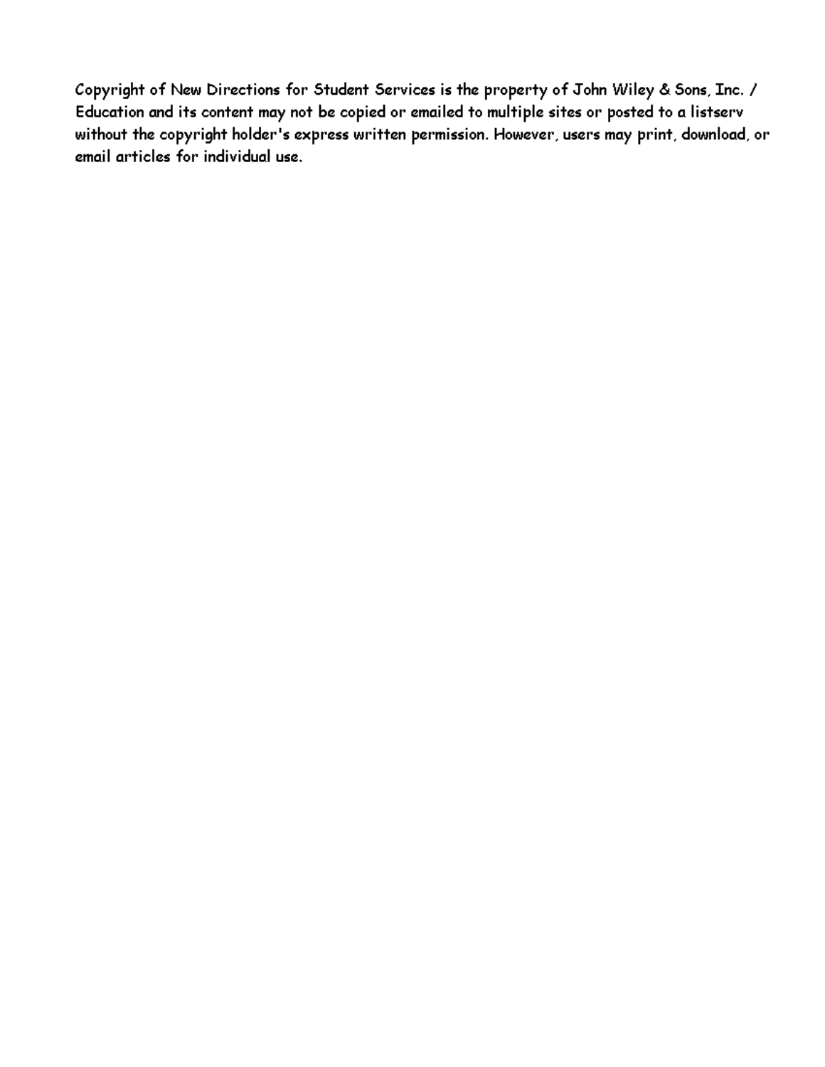Copyright of New Directions for Student Services is the property of John Wiley & Sons, Inc. / Education and its content may not be copied or emailed to multiple sites or posted to a listserv without the copyright holder's express written permission. However, users may print, download, or email articles for individual use.